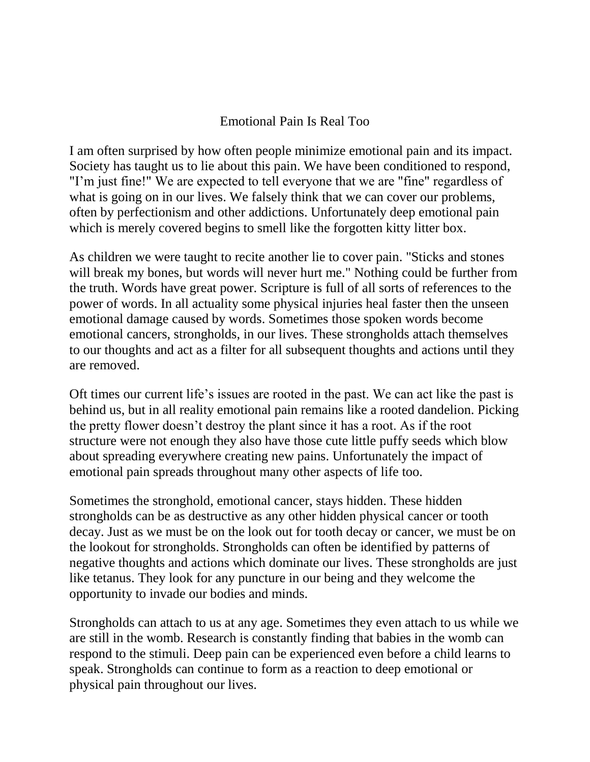# Emotional Pain Is Real Too

I am often surprised by how often people minimize emotional pain and its impact. Society has taught us to lie about this pain. We have been conditioned to respond, "I'm just fine!" We are expected to tell everyone that we are "fine" regardless of what is going on in our lives. We falsely think that we can cover our problems, often by perfectionism and other addictions. Unfortunately deep emotional pain which is merely covered begins to smell like the forgotten kitty litter box.

As children we were taught to recite another lie to cover pain. "Sticks and stones will break my bones, but words will never hurt me." Nothing could be further from the truth. Words have great power. Scripture is full of all sorts of references to the power of words. In all actuality some physical injuries heal faster then the unseen emotional damage caused by words. Sometimes those spoken words become emotional cancers, strongholds, in our lives. These strongholds attach themselves to our thoughts and act as a filter for all subsequent thoughts and actions until they are removed.

Oft times our current life's issues are rooted in the past. We can act like the past is behind us, but in all reality emotional pain remains like a rooted dandelion. Picking the pretty flower doesn't destroy the plant since it has a root. As if the root structure were not enough they also have those cute little puffy seeds which blow about spreading everywhere creating new pains. Unfortunately the impact of emotional pain spreads throughout many other aspects of life too.

Sometimes the stronghold, emotional cancer, stays hidden. These hidden strongholds can be as destructive as any other hidden physical cancer or tooth decay. Just as we must be on the look out for tooth decay or cancer, we must be on the lookout for strongholds. Strongholds can often be identified by patterns of negative thoughts and actions which dominate our lives. These strongholds are just like tetanus. They look for any puncture in our being and they welcome the opportunity to invade our bodies and minds.

Strongholds can attach to us at any age. Sometimes they even attach to us while we are still in the womb. Research is constantly finding that babies in the womb can respond to the stimuli. Deep pain can be experienced even before a child learns to speak. Strongholds can continue to form as a reaction to deep emotional or physical pain throughout our lives.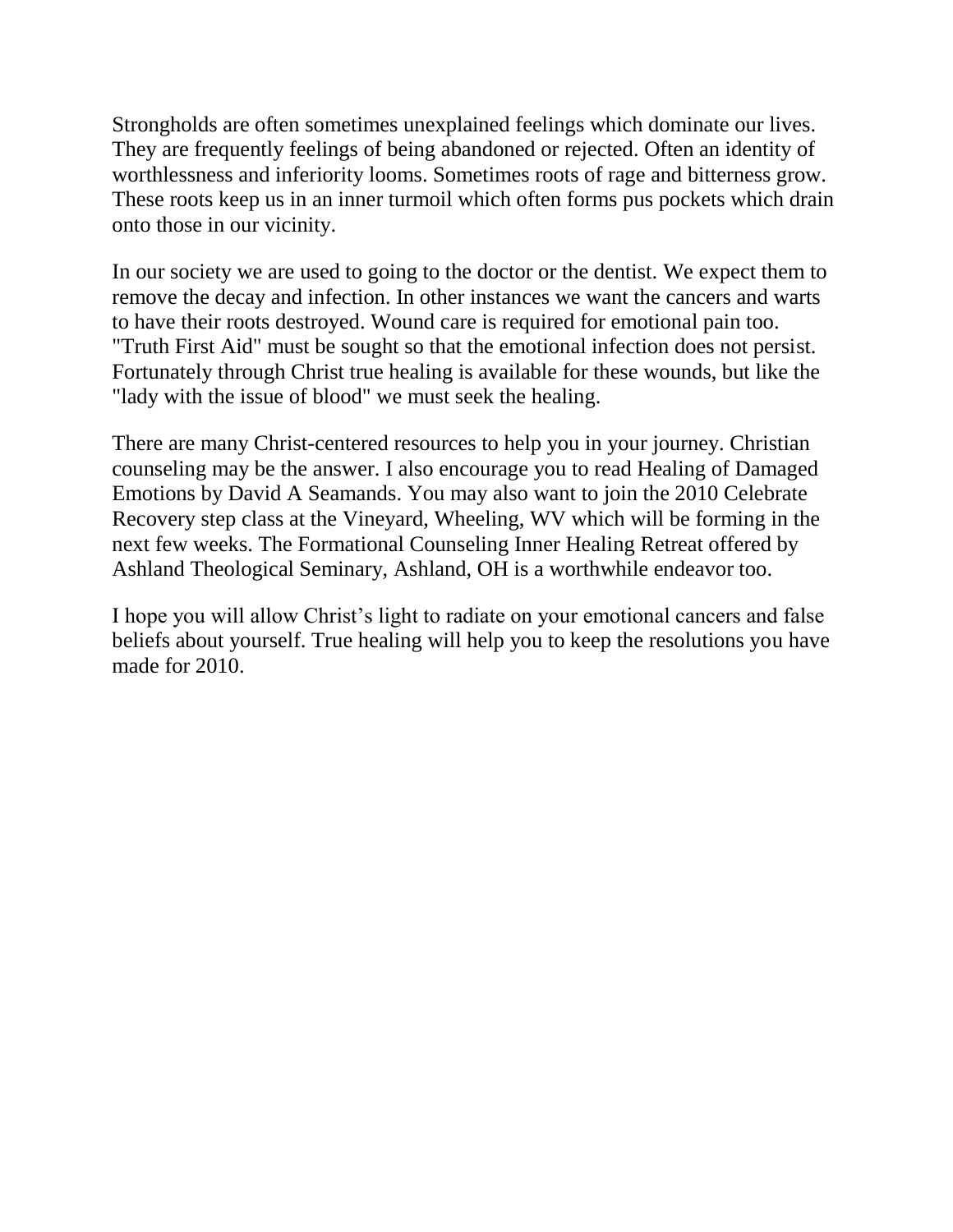Strongholds are often sometimes unexplained feelings which dominate our lives. They are frequently feelings of being abandoned or rejected. Often an identity of worthlessness and inferiority looms. Sometimes roots of rage and bitterness grow. These roots keep us in an inner turmoil which often forms pus pockets which drain onto those in our vicinity.

In our society we are used to going to the doctor or the dentist. We expect them to remove the decay and infection. In other instances we want the cancers and warts to have their roots destroyed. Wound care is required for emotional pain too. "Truth First Aid" must be sought so that the emotional infection does not persist. Fortunately through Christ true healing is available for these wounds, but like the "lady with the issue of blood" we must seek the healing.

There are many Christ-centered resources to help you in your journey. Christian counseling may be the answer. I also encourage you to read Healing of Damaged Emotions by David A Seamands. You may also want to join the 2010 Celebrate Recovery step class at the Vineyard, Wheeling, WV which will be forming in the next few weeks. The Formational Counseling Inner Healing Retreat offered by Ashland Theological Seminary, Ashland, OH is a worthwhile endeavor too.

I hope you will allow Christ's light to radiate on your emotional cancers and false beliefs about yourself. True healing will help you to keep the resolutions you have made for 2010.